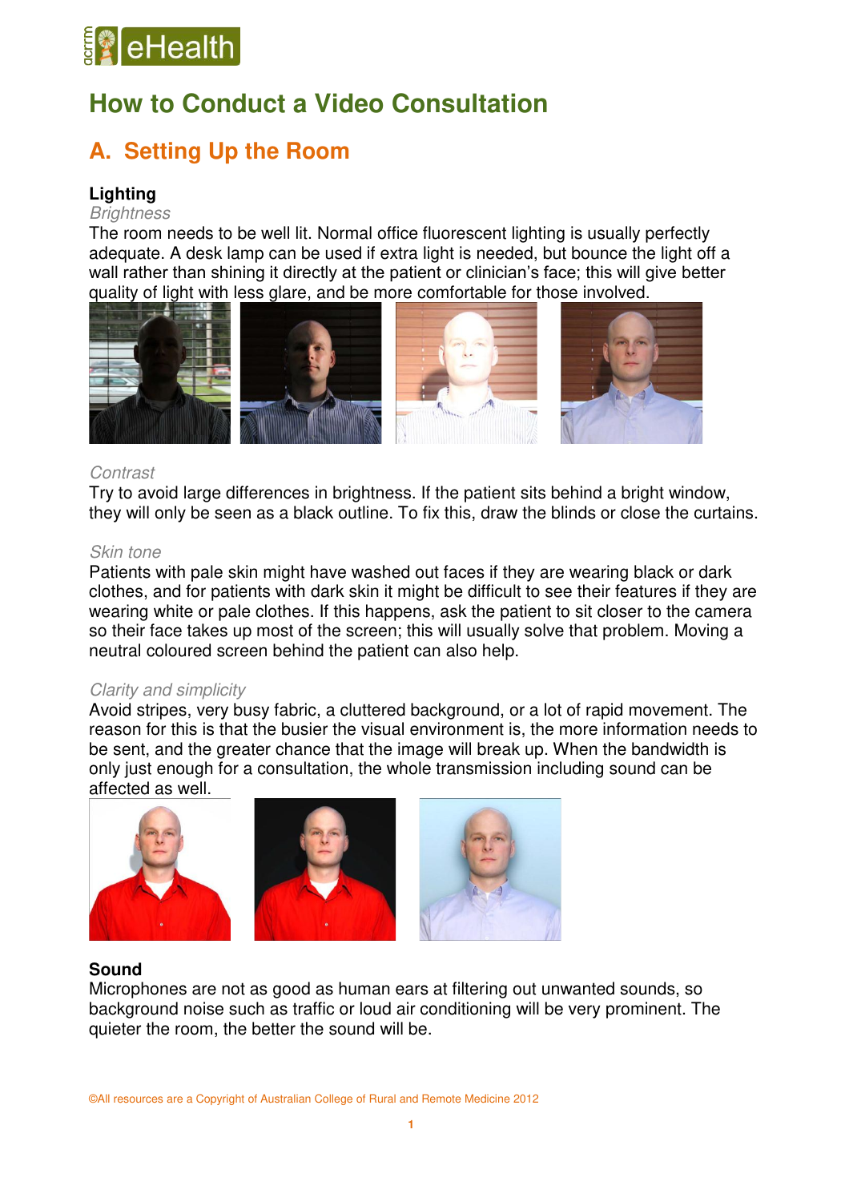# How to Conduct a Video Consultation

## A. Setting Up the Room

### Lighting

*Brightness*

The room needs to be well lit. Normal office fluorescent lighting is usually perfectly adequate. A desk lamp can be used if extra light is needed, but bounce the light off a wall rather than shining it directly at the patient or clinician's face; this will give better quality of light with less glare, and be more comfortable for those involved.

*Contrast*

Try to avoid large differences in brightness. If the patient sits behind a bright window, they will only be seen as a black outline. To fix this, draw the blinds or close the curtains.

*Skin tone*

Patients with pale skin might have washed out faces if they are wearing black or dark clothes, and for patients with dark skin it might be difficult to see their features if they are wearing white or pale clothes. If this happens, ask the patient to sit closer to the camera so their face takes up most of the screen; this will usually solve that problem. Moving a neutral coloured screen behind the patient can also help.

*Clarity and simplicity*

Avoid stripes, very busy fabric, a cluttered background, or a lot of rapid movement. The reason for this is that the busier the visual environment is, the more information needs to be sent, and the greater chance that the image will break up. When the bandwidth is only just enough for a consultation, the whole transmission including sound can be affected as well.

### Sound

Microphones are not as good as human ears at filtering out unwanted sounds, so background noise such as traffic or loud air conditioning will be very prominent. The quieter the room, the better the sound will be.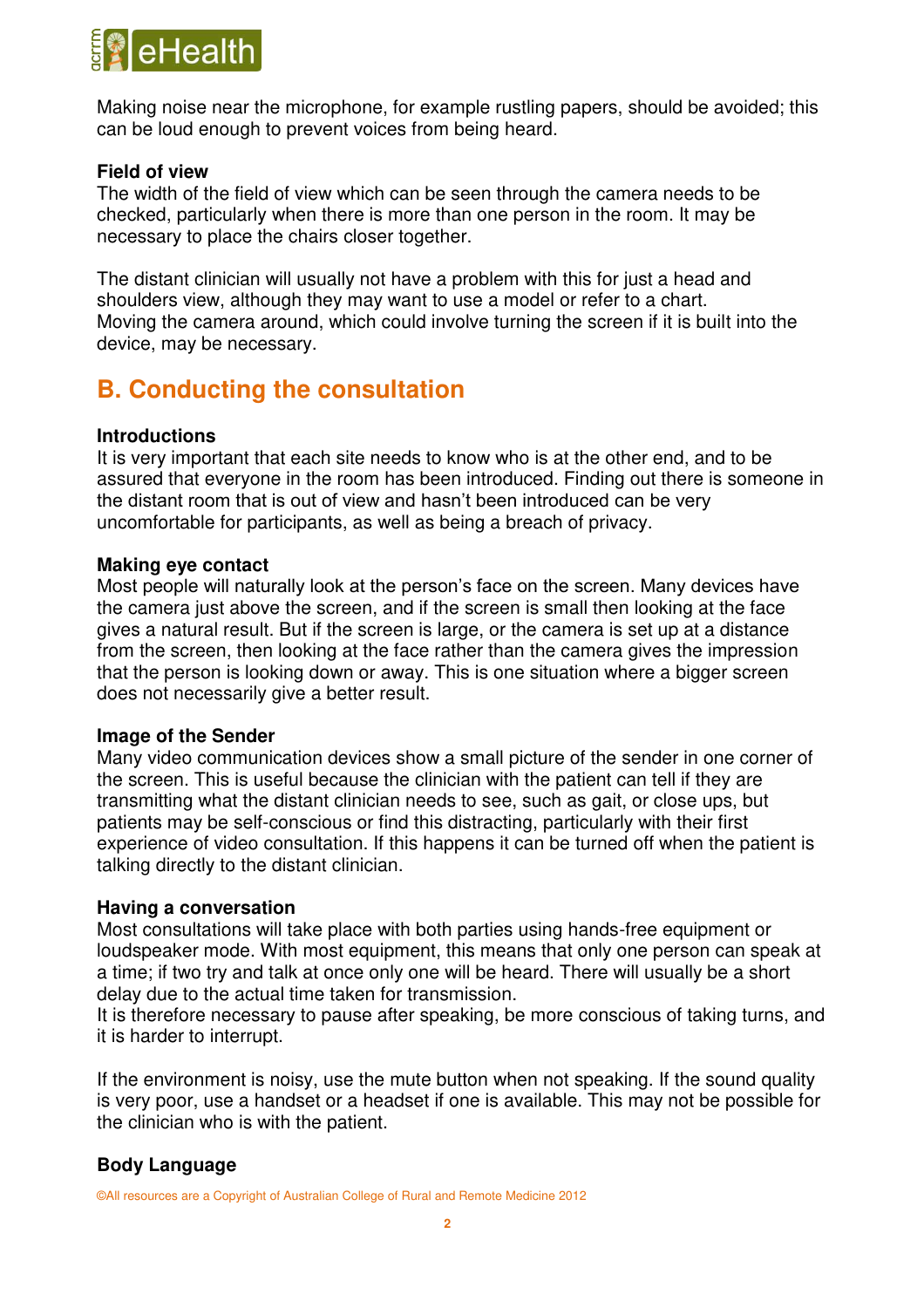Making noise near the microphone, for example rustling papers, should be avoided; this can be loud enough to prevent voices from being heard.

**Field of view**

The width of the field of view which can be seen through the camera needs to be checked, particularly when there is more than one person in the room. It may be necessary to place the chairs closer together.

The distant clinician will usually not have a problem with this for just a head and shoulders view, although they may want to use a model or refer to a chart. Moving the camera around, which could involve turning the screen if it is built into the device, may be necessary.

## B. Conducting the consultation

**Introductions**

It is very important that each site needs to know who is at the other end, and to be assured that everyone in the room has been introduced. Finding out there is someone in the distant room that is out of view and hasn't been introduced can be very uncomfortable for participants, as well as being a breach of privacy.

**Making eye contact**

Most people will naturally look at the person's face on the screen. Many devices have the camera just above the screen, and if the screen is small then looking at the face gives a natural result. But if the screen is large, or the camera is set up at a distance from the screen, then looking at the face rather than the camera gives the impression that the person is looking down or away. This is one situation where a bigger screen does not necessarily give a better result.

**Image of the Sender**

Many video communication devices show a small picture of the sender in one corner of the screen. This is useful because the clinician with the patient can tell if they are transmitting what the distant clinician needs to see, such as gait, or close ups, but patients may be self-conscious or find this distracting, particularly with their first experience of video consultation. If this happens it can be turned off when the patient is talking directly to the distant clinician.

**Having a conversation**

Most consultations will take place with both parties using hands-free equipment or loudspeaker mode. With most equipment, this means that only one person can speak at a time; if two try and talk at once only one will be heard. There will usually be a short delay due to the actual time taken for transmission.
It is therefore necessary to pause after speaking, be more conscious of taking turns, and it is harder to interrupt.

If the environment is noisy, use the mute button when not speaking. If the sound quality is very poor, use a handset or a headset if one is available. This may not be possible for the clinician who is with the patient.

**Body Language**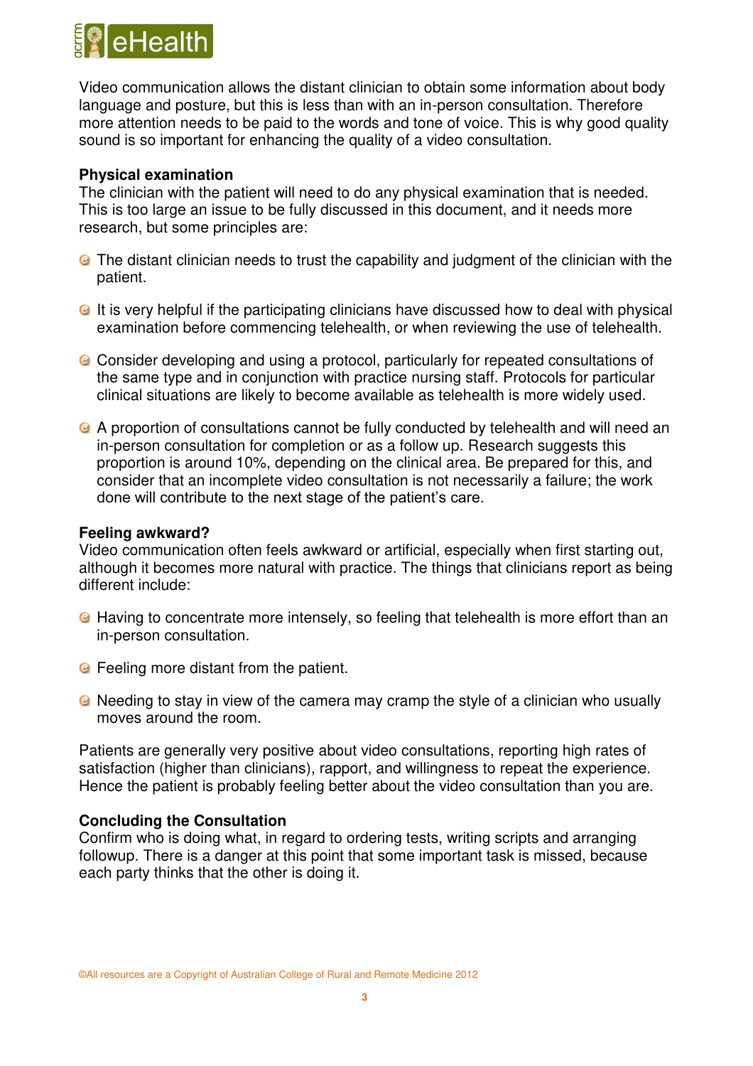Video communication allows the distant clinician to obtain some information about body language and posture, but this is less than with an in-person consultation. Therefore more attention needs to be paid to the words and tone of voice. This is why good quality sound is so important for enhancing the quality of a video consultation.

**Physical examination**

The clinician with the patient will need to do any physical examination that is needed. This is too large an issue to be fully discussed in this document, and it needs more research, but some principles are:

- The distant clinician needs to trust the capability and judgment of the clinician with the patient.
- It is very helpful if the participating clinicians have discussed how to deal with physical examination before commencing telehealth, or when reviewing the use of telehealth.
- Consider developing and using a protocol, particularly for repeated consultations of the same type and in conjunction with practice nursing staff. Protocols for particular clinical situations are likely to become available as telehealth is more widely used.
- A proportion of consultations cannot be fully conducted by telehealth and will need an in-person consultation for completion or as a follow up. Research suggests this proportion is around 10%, depending on the clinical area. Be prepared for this, and consider that an incomplete video consultation is not necessarily a failure; the work done will contribute to the next stage of the patient's care.

**Feeling awkward?**

Video communication often feels awkward or artificial, especially when first starting out, although it becomes more natural with practice. The things that clinicians report as being different include:

- Having to concentrate more intensely, so feeling that telehealth is more effort than an in-person consultation.
- Feeling more distant from the patient.
- Needing to stay in view of the camera may cramp the style of a clinician who usually moves around the room.

Patients are generally very positive about video consultations, reporting high rates of satisfaction (higher than clinicians), rapport, and willingness to repeat the experience. Hence the patient is probably feeling better about the video consultation than you are.

**Concluding the Consultation**

Confirm who is doing what, in regard to ordering tests, writing scripts and arranging followup. There is a danger at this point that some important task is missed, because each party thinks that the other is doing it.

©All resources are a Copyright of Australian College of Rural and Remote Medicine 2012